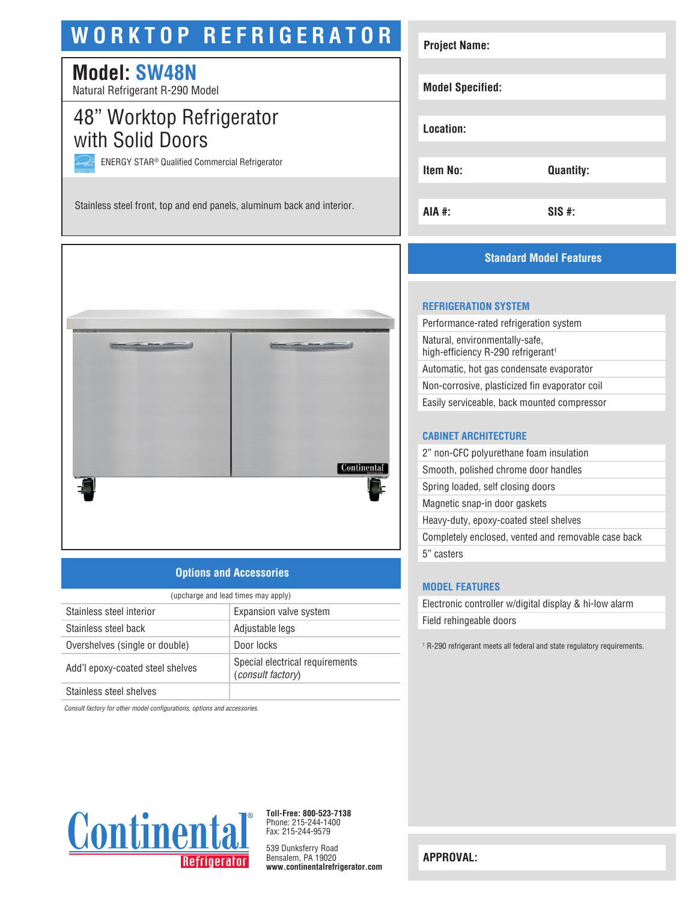# WORKTOP REFRIGERATOR

## Model: SW48N

Natural Refrigerant R-290 Model

## 48" Worktop Refrigerator with Solid Doors

ENERGY STAR® Qualified Commercial Refrigerator

Stainless steel front, top and end panels, aluminum back and interior.

| Project Name: | |
|---|---|
| Model Specified: | |
| Location: | |
| Item No: | Quantity: |
| AIA #: | SIS #: |

## Standard Model Features

### REFRIGERATION SYSTEM

- Performance-rated refrigeration system
- Natural, environmentally-safe, high-efficiency R-290 refrigerant[1]
- Automatic, hot gas condensate evaporator
- Non-corrosive, plasticized fin evaporator coil
- Easily serviceable, back mounted compressor

### CABINET ARCHITECTURE

- 2" non-CFC polyurethane foam insulation
- Smooth, polished chrome door handles
- Spring loaded, self closing doors
- Magnetic snap-in door gaskets
- Heavy-duty, epoxy-coated steel shelves
- Completely enclosed, vented and removable case back
- 5" casters

### MODEL FEATURES

- Electronic controller w/digital display & hi-low alarm
- Field rehingeable doors

[1] R-290 refrigerant meets all federal and state regulatory requirements.

## Options and Accessories

(upcharge and lead times may apply)

| | |
|---|---|
| Stainless steel interior | Expansion valve system |
| Stainless steel back | Adjustable legs |
| Overshelves (single or double) | Door locks |
| Add'l epoxy-coated steel shelves | Special electrical requirements (*consult factory*) |
| Stainless steel shelves | |

*Consult factory for other model configurations, options and accessories.*

Continental Refrigerator

**Toll-Free: 800-523-7138**
Phone: 215-244-1400
Fax: 215-244-9579

539 Dunksferry Road
Bensalem, PA 19020
**www.continentalrefrigerator.com**

**APPROVAL:**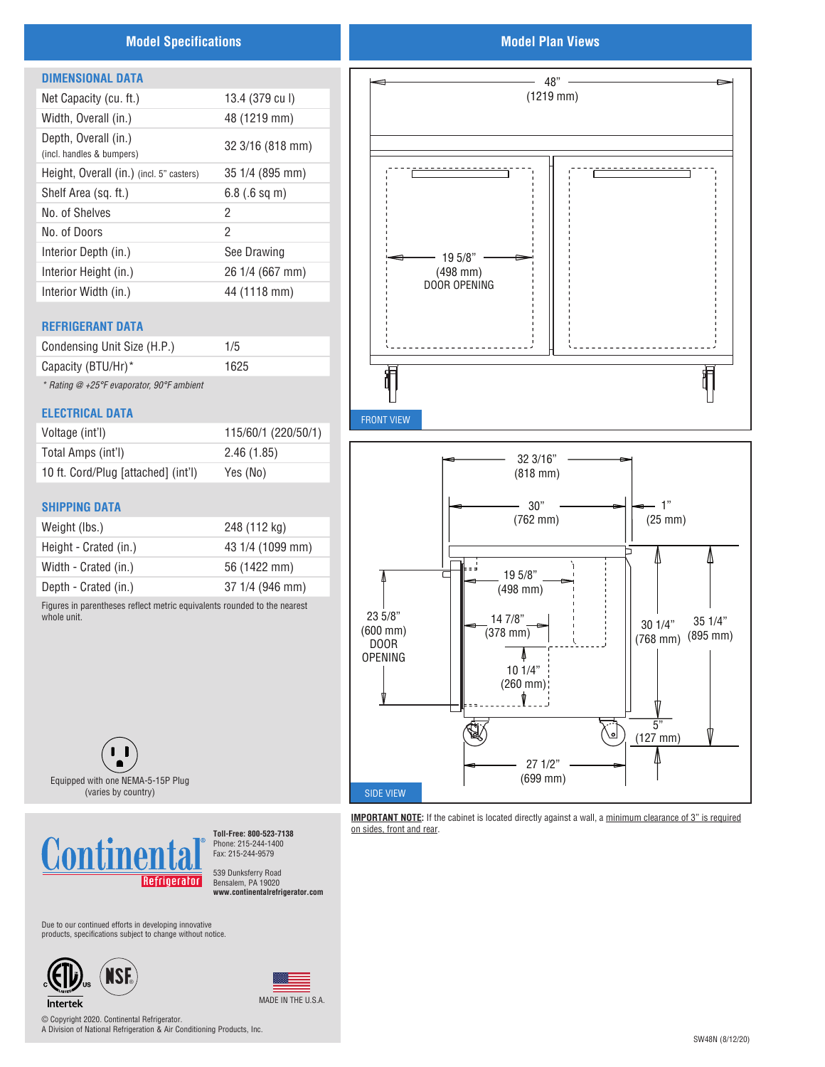## Model Specifications

### DIMENSIONAL DATA

| | |
|---|---|
| Net Capacity (cu. ft.) | 13.4 (379 cu l) |
| Width, Overall (in.) | 48 (1219 mm) |
| Depth, Overall (in.) (incl. handles & bumpers) | 32 3/16 (818 mm) |
| Height, Overall (in.) (incl. 5" casters) | 35 1/4 (895 mm) |
| Shelf Area (sq. ft.) | 6.8 (.6 sq m) |
| No. of Shelves | 2 |
| No. of Doors | 2 |
| Interior Depth (in.) | See Drawing |
| Interior Height (in.) | 26 1/4 (667 mm) |
| Interior Width (in.) | 44 (1118 mm) |

### REFRIGERANT DATA

| | |
|---|---|
| Condensing Unit Size (H.P.) | 1/5 |
| Capacity (BTU/Hr)* | 1625 |

*\* Rating @ +25°F evaporator, 90°F ambient*

### ELECTRICAL DATA

| | |
|---|---|
| Voltage (int'l) | 115/60/1 (220/50/1) |
| Total Amps (int'l) | 2.46 (1.85) |
| 10 ft. Cord/Plug [attached] (int'l) | Yes (No) |

### SHIPPING DATA

| | |
|---|---|
| Weight (lbs.) | 248 (112 kg) |
| Height - Crated (in.) | 43 1/4 (1099 mm) |
| Width - Crated (in.) | 56 (1422 mm) |
| Depth - Crated (in.) | 37 1/4 (946 mm) |

Figures in parentheses reflect metric equivalents rounded to the nearest whole unit.

Equipped with one NEMA-5-15P Plug (varies by country)

**Continental Refrigerator**

**Toll-Free: 800-523-7138**
Phone: 215-244-1400
Fax: 215-244-9579

539 Dunksferry Road
Bensalem, PA 19020
**www.continentalrefrigerator.com**

Due to our continued efforts in developing innovative products, specifications subject to change without notice.

Intertek

MADE IN THE U.S.A.

© Copyright 2020. Continental Refrigerator.
A Division of National Refrigeration & Air Conditioning Products, Inc.

## Model Plan Views

48"
(1219 mm)

19 5/8"
(498 mm)
DOOR OPENING

FRONT VIEW

32 3/16"
(818 mm)

30"
(762 mm)

1"
(25 mm)

19 5/8"
(498 mm)

23 5/8"
(600 mm)
DOOR OPENING

14 7/8"
(378 mm)

10 1/4"
(260 mm)

30 1/4"
(768 mm)

35 1/4"
(895 mm)

5"
(127 mm)

27 1/2"
(699 mm)

SIDE VIEW

**IMPORTANT NOTE:** If the cabinet is located directly against a wall, a minimum clearance of 3" is required on sides, front and rear.

SW48N (8/12/20)